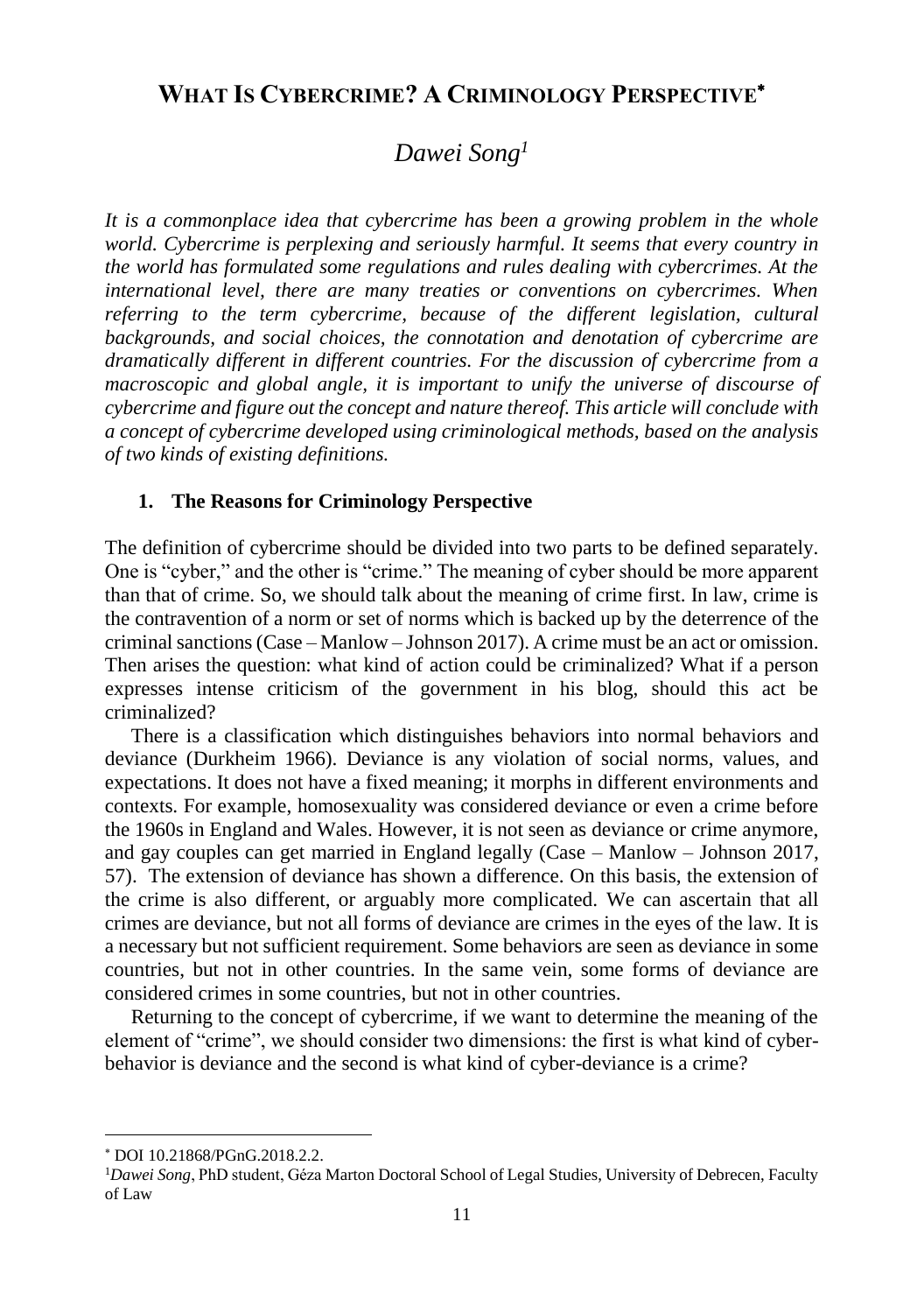# WHAT IS CYBERCRIME? A CRIMINOLOGY PERSPECTIVE[*]

## *Dawei Song*[1]

*It is a commonplace idea that cybercrime has been a growing problem in the whole world. Cybercrime is perplexing and seriously harmful. It seems that every country in the world has formulated some regulations and rules dealing with cybercrimes. At the international level, there are many treaties or conventions on cybercrimes. When referring to the term cybercrime, because of the different legislation, cultural backgrounds, and social choices, the connotation and denotation of cybercrime are dramatically different in different countries. For the discussion of cybercrime from a macroscopic and global angle, it is important to unify the universe of discourse of cybercrime and figure out the concept and nature thereof. This article will conclude with a concept of cybercrime developed using criminological methods, based on the analysis of two kinds of existing definitions.*

### 1. The Reasons for Criminology Perspective

The definition of cybercrime should be divided into two parts to be defined separately. One is "cyber," and the other is "crime." The meaning of cyber should be more apparent than that of crime. So, we should talk about the meaning of crime first. In law, crime is the contravention of a norm or set of norms which is backed up by the deterrence of the criminal sanctions (Case – Manlow – Johnson 2017). A crime must be an act or omission. Then arises the question: what kind of action could be criminalized? What if a person expresses intense criticism of the government in his blog, should this act be criminalized?

There is a classification which distinguishes behaviors into normal behaviors and deviance (Durkheim 1966). Deviance is any violation of social norms, values, and expectations. It does not have a fixed meaning; it morphs in different environments and contexts. For example, homosexuality was considered deviance or even a crime before the 1960s in England and Wales. However, it is not seen as deviance or crime anymore, and gay couples can get married in England legally (Case – Manlow – Johnson 2017, 57). The extension of deviance has shown a difference. On this basis, the extension of the crime is also different, or arguably more complicated. We can ascertain that all crimes are deviance, but not all forms of deviance are crimes in the eyes of the law. It is a necessary but not sufficient requirement. Some behaviors are seen as deviance in some countries, but not in other countries. In the same vein, some forms of deviance are considered crimes in some countries, but not in other countries.

Returning to the concept of cybercrime, if we want to determine the meaning of the element of "crime", we should consider two dimensions: the first is what kind of cyber-behavior is deviance and the second is what kind of cyber-deviance is a crime?

---

[*] DOI 10.21868/PGnG.2018.2.2.

[1] *Dawei Song*, PhD student, Géza Marton Doctoral School of Legal Studies, University of Debrecen, Faculty of Law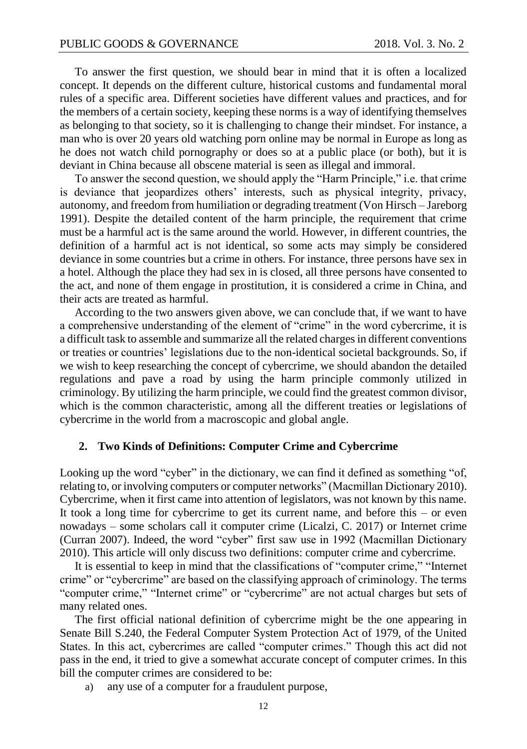To answer the first question, we should bear in mind that it is often a localized concept. It depends on the different culture, historical customs and fundamental moral rules of a specific area. Different societies have different values and practices, and for the members of a certain society, keeping these norms is a way of identifying themselves as belonging to that society, so it is challenging to change their mindset. For instance, a man who is over 20 years old watching porn online may be normal in Europe as long as he does not watch child pornography or does so at a public place (or both), but it is deviant in China because all obscene material is seen as illegal and immoral.

To answer the second question, we should apply the "Harm Principle," i.e. that crime is deviance that jeopardizes others' interests, such as physical integrity, privacy, autonomy, and freedom from humiliation or degrading treatment (Von Hirsch – Jareborg 1991). Despite the detailed content of the harm principle, the requirement that crime must be a harmful act is the same around the world. However, in different countries, the definition of a harmful act is not identical, so some acts may simply be considered deviance in some countries but a crime in others. For instance, three persons have sex in a hotel. Although the place they had sex in is closed, all three persons have consented to the act, and none of them engage in prostitution, it is considered a crime in China, and their acts are treated as harmful.

According to the two answers given above, we can conclude that, if we want to have a comprehensive understanding of the element of "crime" in the word cybercrime, it is a difficult task to assemble and summarize all the related charges in different conventions or treaties or countries' legislations due to the non-identical societal backgrounds. So, if we wish to keep researching the concept of cybercrime, we should abandon the detailed regulations and pave a road by using the harm principle commonly utilized in criminology. By utilizing the harm principle, we could find the greatest common divisor, which is the common characteristic, among all the different treaties or legislations of cybercrime in the world from a macroscopic and global angle.

## 2. Two Kinds of Definitions: Computer Crime and Cybercrime

Looking up the word "cyber" in the dictionary, we can find it defined as something "of, relating to, or involving computers or computer networks" (Macmillan Dictionary 2010). Cybercrime, when it first came into attention of legislators, was not known by this name. It took a long time for cybercrime to get its current name, and before this – or even nowadays – some scholars call it computer crime (Licalzi, C. 2017) or Internet crime (Curran 2007). Indeed, the word "cyber" first saw use in 1992 (Macmillan Dictionary 2010). This article will only discuss two definitions: computer crime and cybercrime.

It is essential to keep in mind that the classifications of "computer crime," "Internet crime" or "cybercrime" are based on the classifying approach of criminology. The terms "computer crime," "Internet crime" or "cybercrime" are not actual charges but sets of many related ones.

The first official national definition of cybercrime might be the one appearing in Senate Bill S.240, the Federal Computer System Protection Act of 1979, of the United States. In this act, cybercrimes are called "computer crimes." Though this act did not pass in the end, it tried to give a somewhat accurate concept of computer crimes. In this bill the computer crimes are considered to be:

a) any use of a computer for a fraudulent purpose,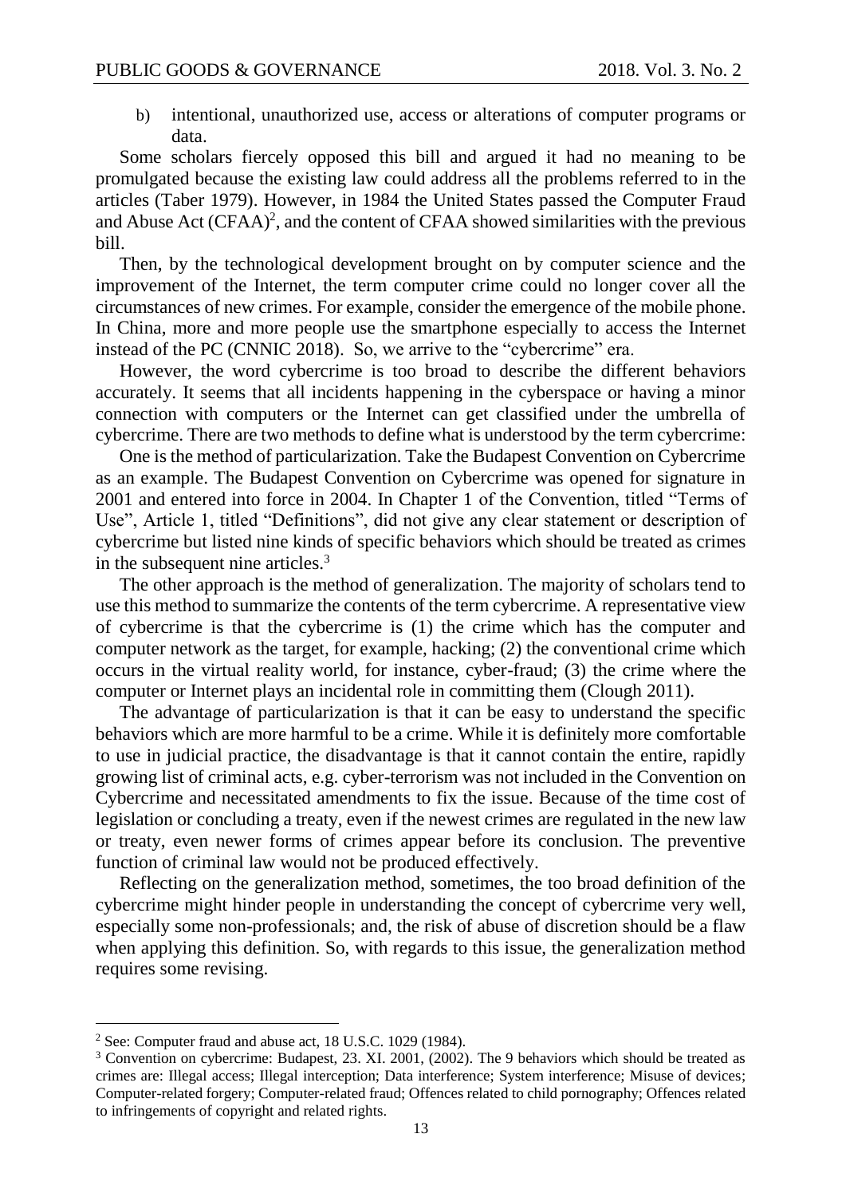b) intentional, unauthorized use, access or alterations of computer programs or data.

Some scholars fiercely opposed this bill and argued it had no meaning to be promulgated because the existing law could address all the problems referred to in the articles (Taber 1979). However, in 1984 the United States passed the Computer Fraud and Abuse Act (CFAA)[2], and the content of CFAA showed similarities with the previous bill.

Then, by the technological development brought on by computer science and the improvement of the Internet, the term computer crime could no longer cover all the circumstances of new crimes. For example, consider the emergence of the mobile phone. In China, more and more people use the smartphone especially to access the Internet instead of the PC (CNNIC 2018). So, we arrive to the "cybercrime" era.

However, the word cybercrime is too broad to describe the different behaviors accurately. It seems that all incidents happening in the cyberspace or having a minor connection with computers or the Internet can get classified under the umbrella of cybercrime. There are two methods to define what is understood by the term cybercrime:

One is the method of particularization. Take the Budapest Convention on Cybercrime as an example. The Budapest Convention on Cybercrime was opened for signature in 2001 and entered into force in 2004. In Chapter 1 of the Convention, titled "Terms of Use", Article 1, titled "Definitions", did not give any clear statement or description of cybercrime but listed nine kinds of specific behaviors which should be treated as crimes in the subsequent nine articles.[3]

The other approach is the method of generalization. The majority of scholars tend to use this method to summarize the contents of the term cybercrime. A representative view of cybercrime is that the cybercrime is (1) the crime which has the computer and computer network as the target, for example, hacking; (2) the conventional crime which occurs in the virtual reality world, for instance, cyber-fraud; (3) the crime where the computer or Internet plays an incidental role in committing them (Clough 2011).

The advantage of particularization is that it can be easy to understand the specific behaviors which are more harmful to be a crime. While it is definitely more comfortable to use in judicial practice, the disadvantage is that it cannot contain the entire, rapidly growing list of criminal acts, e.g. cyber-terrorism was not included in the Convention on Cybercrime and necessitated amendments to fix the issue. Because of the time cost of legislation or concluding a treaty, even if the newest crimes are regulated in the new law or treaty, even newer forms of crimes appear before its conclusion. The preventive function of criminal law would not be produced effectively.

Reflecting on the generalization method, sometimes, the too broad definition of the cybercrime might hinder people in understanding the concept of cybercrime very well, especially some non-professionals; and, the risk of abuse of discretion should be a flaw when applying this definition. So, with regards to this issue, the generalization method requires some revising.

---

[2] See: Computer fraud and abuse act, 18 U.S.C. 1029 (1984).

[3] Convention on cybercrime: Budapest, 23. XI. 2001, (2002). The 9 behaviors which should be treated as crimes are: Illegal access; Illegal interception; Data interference; System interference; Misuse of devices; Computer-related forgery; Computer-related fraud; Offences related to child pornography; Offences related to infringements of copyright and related rights.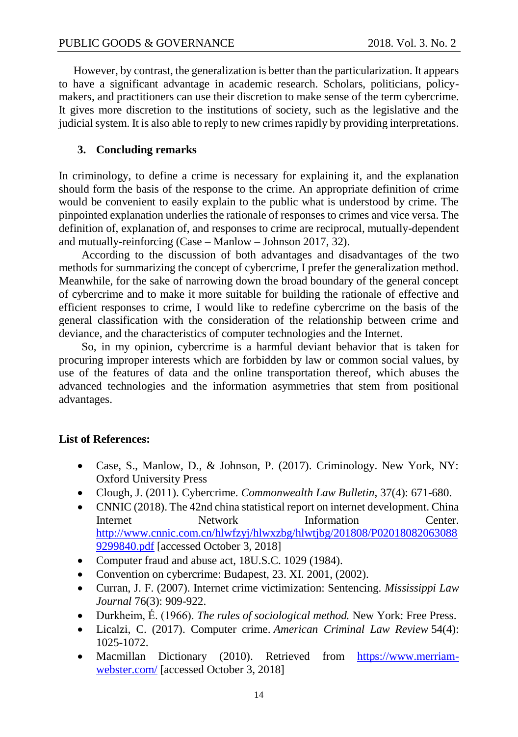However, by contrast, the generalization is better than the particularization. It appears to have a significant advantage in academic research. Scholars, politicians, policy-makers, and practitioners can use their discretion to make sense of the term cybercrime. It gives more discretion to the institutions of society, such as the legislative and the judicial system. It is also able to reply to new crimes rapidly by providing interpretations.

## 3. Concluding remarks

In criminology, to define a crime is necessary for explaining it, and the explanation should form the basis of the response to the crime. An appropriate definition of crime would be convenient to easily explain to the public what is understood by crime. The pinpointed explanation underlies the rationale of responses to crimes and vice versa. The definition of, explanation of, and responses to crime are reciprocal, mutually-dependent and mutually-reinforcing (Case – Manlow – Johnson 2017, 32).

According to the discussion of both advantages and disadvantages of the two methods for summarizing the concept of cybercrime, I prefer the generalization method. Meanwhile, for the sake of narrowing down the broad boundary of the general concept of cybercrime and to make it more suitable for building the rationale of effective and efficient responses to crime, I would like to redefine cybercrime on the basis of the general classification with the consideration of the relationship between crime and deviance, and the characteristics of computer technologies and the Internet.

So, in my opinion, cybercrime is a harmful deviant behavior that is taken for procuring improper interests which are forbidden by law or common social values, by use of the features of data and the online transportation thereof, which abuses the advanced technologies and the information asymmetries that stem from positional advantages.

**List of References:**

- Case, S., Manlow, D., & Johnson, P. (2017). Criminology. New York, NY: Oxford University Press
- Clough, J. (2011). Cybercrime. *Commonwealth Law Bulletin*, 37(4): 671-680.
- CNNIC (2018). The 42nd china statistical report on internet development. China Internet Network Information Center. http://www.cnnic.com.cn/hlwfzyj/hlwxzbg/hlwtjbg/201808/P020180820630889299840.pdf [accessed October 3, 2018]
- Computer fraud and abuse act, 18U.S.C. 1029 (1984).
- Convention on cybercrime: Budapest, 23. XI. 2001, (2002).
- Curran, J. F. (2007). Internet crime victimization: Sentencing. *Mississippi Law Journal* 76(3): 909-922.
- Durkheim, É. (1966). *The rules of sociological method.* New York: Free Press.
- Licalzi, C. (2017). Computer crime. *American Criminal Law Review* 54(4): 1025-1072.
- Macmillan Dictionary (2010). Retrieved from https://www.merriam-webster.com/ [accessed October 3, 2018]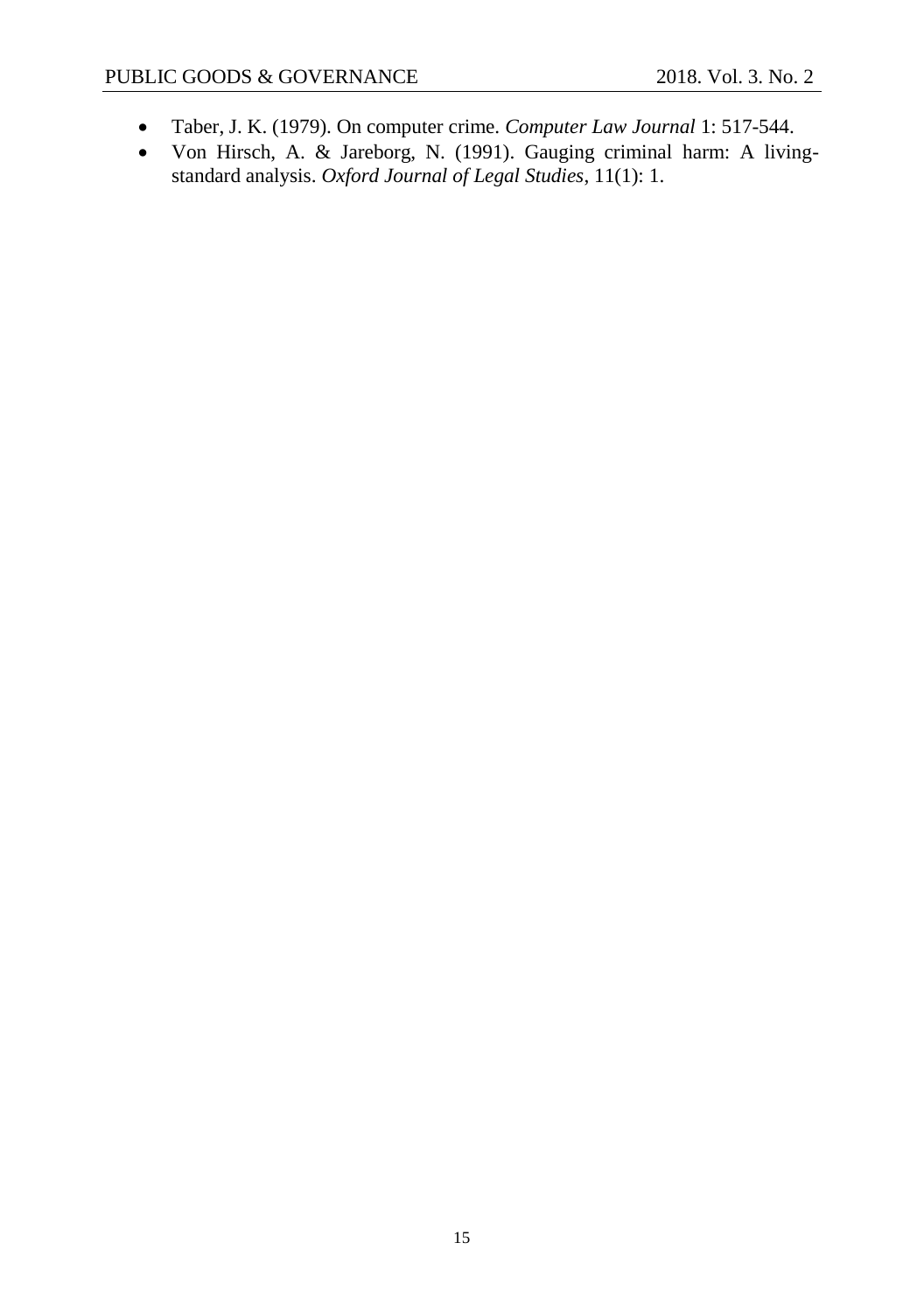- Taber, J. K. (1979). On computer crime. *Computer Law Journal* 1: 517-544.
- Von Hirsch, A. & Jareborg, N. (1991). Gauging criminal harm: A living-standard analysis. *Oxford Journal of Legal Studies*, 11(1): 1.